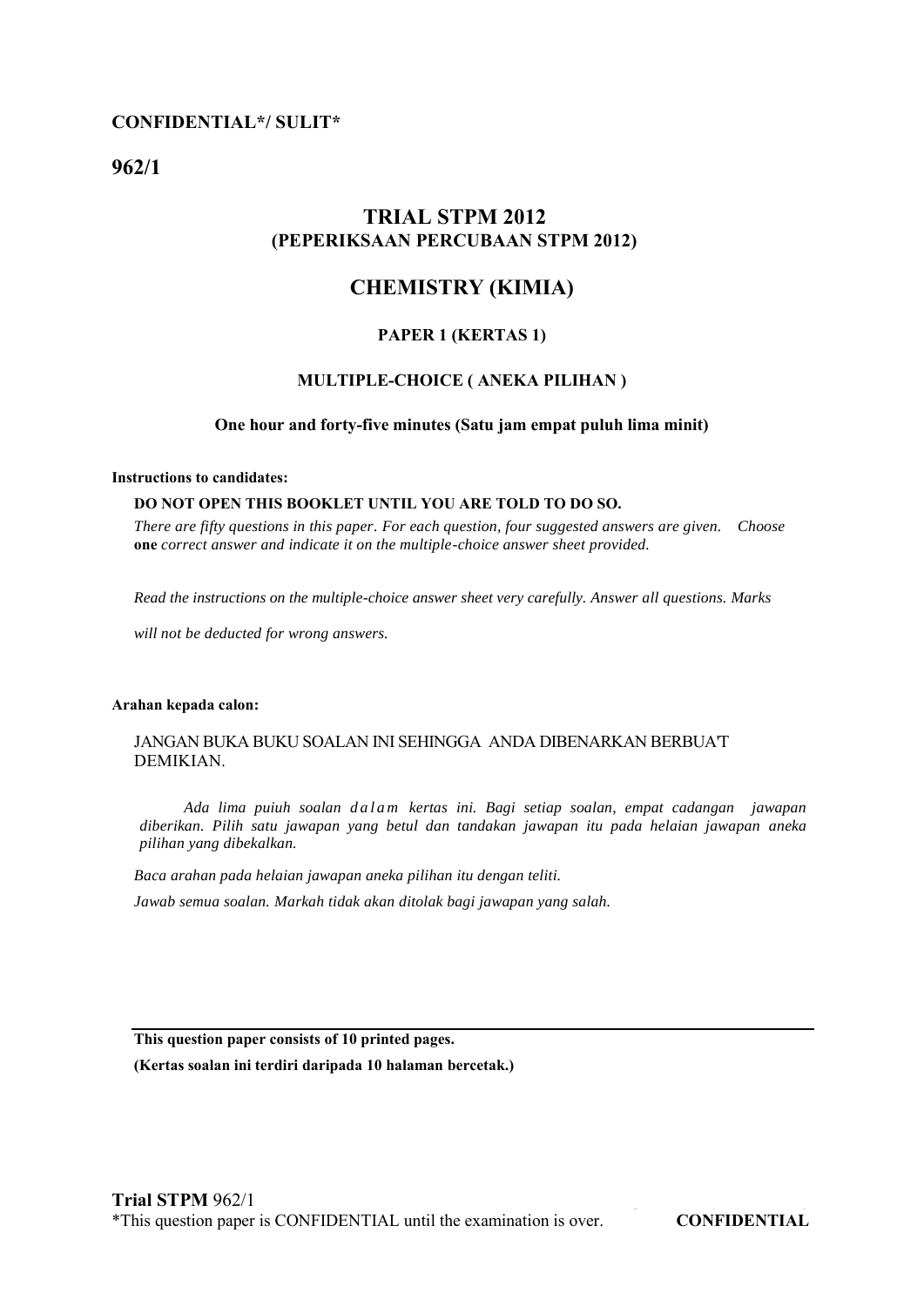**CONFIDENTIAL*/ SULIT***

**962/1**

# TRIAL STPM 2012
## (PEPERIKSAAN PERCUBAAN STPM 2012)

# CHEMISTRY (KIMIA)

### PAPER 1 (KERTAS 1)

### MULTIPLE-CHOICE ( ANEKA PILIHAN )

**One hour and forty-five minutes (Satu jam empat puluh lima minit)**

**Instructions to candidates:**

**DO NOT OPEN THIS BOOKLET UNTIL YOU ARE TOLD TO DO SO.**

*There are fifty questions in this paper. For each question, four suggested answers are given. Choose* **one** *correct answer and indicate it on the multiple-choice answer sheet provided.*

*Read the instructions on the multiple-choice answer sheet very carefully. Answer all questions. Marks will not be deducted for wrong answers.*

**Arahan kepada calon:**

JANGAN BUKA BUKU SOALAN INI SEHINGGA ANDA DIBENARKAN BERBUA'T DEMIKIAN.

*Ada lima puiuh soalan dalam kertas ini. Bagi setiap soalan, empat cadangan jawapan diberikan. Pilih satu jawapan yang betul dan tandakan jawapan itu pada helaian jawapan aneka pilihan yang dibekalkan.*

*Baca arahan pada helaian jawapan aneka pilihan itu dengan teliti.*

*Jawab semua soalan. Markah tidak akan ditolak bagi jawapan yang salah.*

---

**This question paper consists of 10 printed pages.**

**(Kertas soalan ini terdiri daripada 10 halaman bercetak.)**

**Trial STPM** 962/1

*This question paper is CONFIDENTIAL until the examination is over. **CONFIDENTIAL**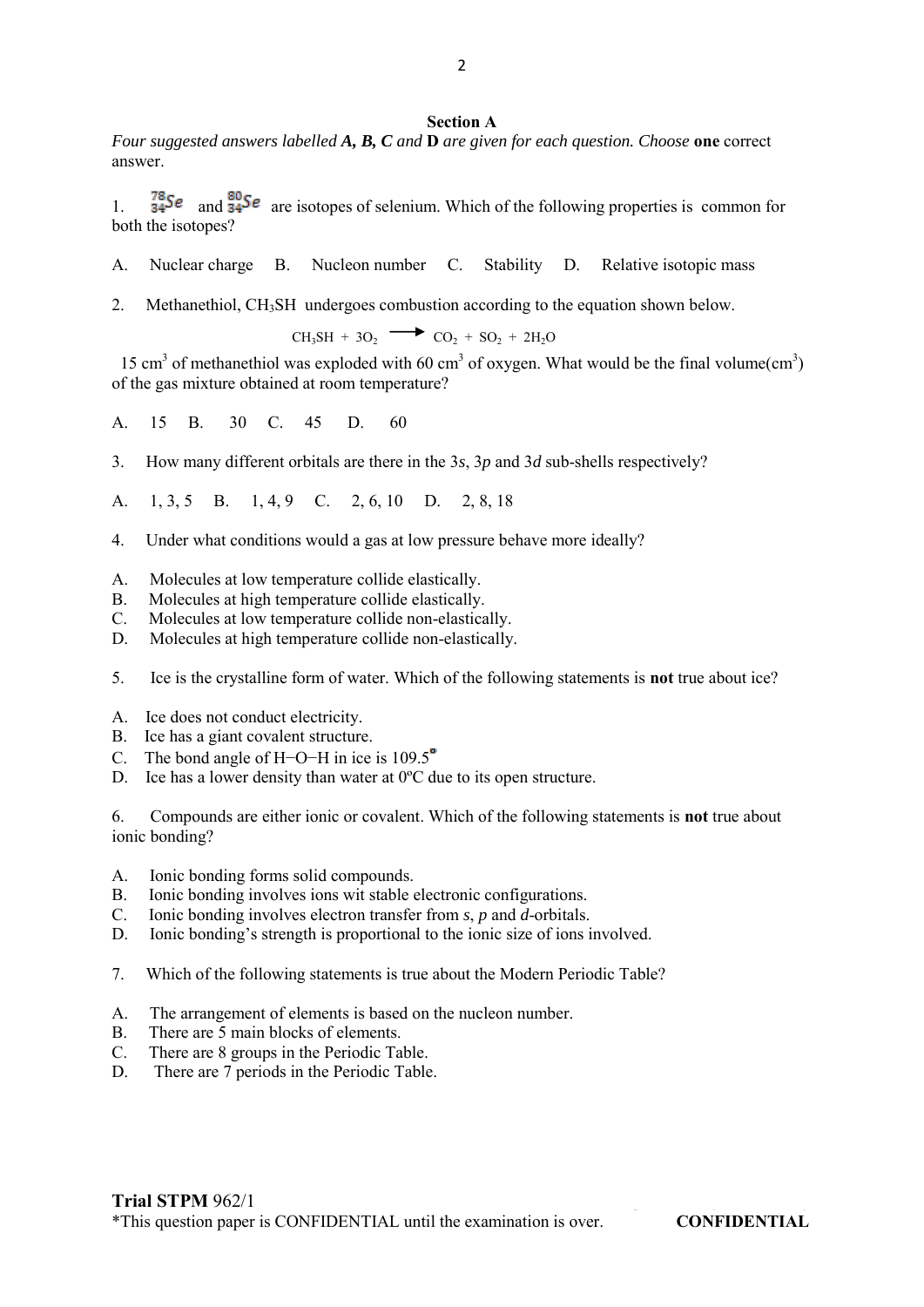## Section A

*Four suggested answers labelled **A, B, C** and **D** are given for each question. Choose* **one** correct answer.

1. $^{78}_{34}Se$ and $^{80}_{34}Se$ are isotopes of selenium. Which of the following properties is common for both the isotopes?

A. Nuclear charge B. Nucleon number C. Stability D. Relative isotopic mass

2. Methanethiol, $CH_3SH$ undergoes combustion according to the equation shown below.

$$CH_3SH + 3O_2 \longrightarrow CO_2 + SO_2 + 2H_2O$$

15 cm$^3$ of methanethiol was exploded with 60 cm$^3$ of oxygen. What would be the final volume(cm$^3$) of the gas mixture obtained at room temperature?

A. 15 B. 30 C. 45 D. 60

3. How many different orbitals are there in the 3*s*, 3*p* and 3*d* sub-shells respectively?

A. 1, 3, 5 B. 1, 4, 9 C. 2, 6, 10 D. 2, 8, 18

4. Under what conditions would a gas at low pressure behave more ideally?

A. Molecules at low temperature collide elastically.
B. Molecules at high temperature collide elastically.
C. Molecules at low temperature collide non-elastically.
D. Molecules at high temperature collide non-elastically.

5. Ice is the crystalline form of water. Which of the following statements is **not** true about ice?

A. Ice does not conduct electricity.
B. Ice has a giant covalent structure.
C. The bond angle of H−O−H in ice is 109.5°
D. Ice has a lower density than water at 0ºC due to its open structure.

6. Compounds are either ionic or covalent. Which of the following statements is **not** true about ionic bonding?

A. Ionic bonding forms solid compounds.
B. Ionic bonding involves ions wit stable electronic configurations.
C. Ionic bonding involves electron transfer from *s*, *p* and *d*-orbitals.
D. Ionic bonding's strength is proportional to the ionic size of ions involved.

7. Which of the following statements is true about the Modern Periodic Table?

A. The arrangement of elements is based on the nucleon number.
B. There are 5 main blocks of elements.
C. There are 8 groups in the Periodic Table.
D. There are 7 periods in the Periodic Table.

**Trial STPM** 962/1
*This question paper is CONFIDENTIAL until the examination is over. **CONFIDENTIAL**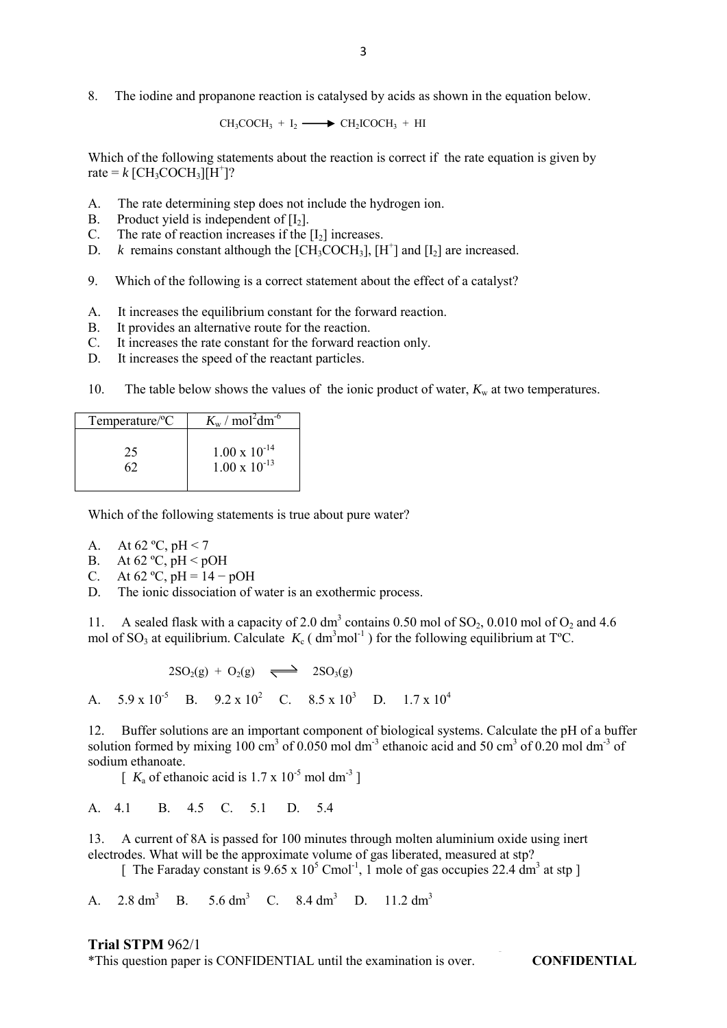8. The iodine and propanone reaction is catalysed by acids as shown in the equation below.

$$CH_3COCH_3 + I_2 \longrightarrow CH_2ICOCH_3 + HI$$

Which of the following statements about the reaction is correct if the rate equation is given by rate = $k\,[CH_3COCH_3][H^+]$?

A. The rate determining step does not include the hydrogen ion.
B. Product yield is independent of $[I_2]$.
C. The rate of reaction increases if the $[I_2]$ increases.
D. $k$ remains constant although the $[CH_3COCH_3]$, $[H^+]$ and $[I_2]$ are increased.

9. Which of the following is a correct statement about the effect of a catalyst?

A. It increases the equilibrium constant for the forward reaction.
B. It provides an alternative route for the reaction.
C. It increases the rate constant for the forward reaction only.
D. It increases the speed of the reactant particles.

10. The table below shows the values of the ionic product of water, $K_w$ at two temperatures.

| Temperature/ºC | $K_w$ / mol$^2$dm$^{-6}$ |
|---|---|
| 25 | $1.00 \times 10^{-14}$ |
| 62 | $1.00 \times 10^{-13}$ |

Which of the following statements is true about pure water?

A. At 62 ºC, pH < 7
B. At 62 ºC, pH < pOH
C. At 62 ºC, pH = 14 − pOH
D. The ionic dissociation of water is an exothermic process.

11. A sealed flask with a capacity of 2.0 dm$^3$ contains 0.50 mol of $SO_2$, 0.010 mol of $O_2$ and 4.6 mol of $SO_3$ at equilibrium. Calculate $K_c$ ( dm$^3$mol$^{-1}$ ) for the following equilibrium at TºC.

$$2SO_2(g) + O_2(g) \rightleftharpoons 2SO_3(g)$$

A. $5.9 \times 10^{-5}$ B. $9.2 \times 10^2$ C. $8.5 \times 10^3$ D. $1.7 \times 10^4$

12. Buffer solutions are an important component of biological systems. Calculate the pH of a buffer solution formed by mixing 100 cm$^3$ of 0.050 mol dm$^{-3}$ ethanoic acid and 50 cm$^3$ of 0.20 mol dm$^{-3}$ of sodium ethanoate.
[ $K_a$ of ethanoic acid is $1.7 \times 10^{-5}$ mol dm$^{-3}$ ]

A. 4.1 B. 4.5 C. 5.1 D. 5.4

13. A current of 8A is passed for 100 minutes through molten aluminium oxide using inert electrodes. What will be the approximate volume of gas liberated, measured at stp?
[ The Faraday constant is $9.65 \times 10^5$ Cmol$^{-1}$, 1 mole of gas occupies 22.4 dm$^3$ at stp ]

A. 2.8 dm$^3$ B. 5.6 dm$^3$ C. 8.4 dm$^3$ D. 11.2 dm$^3$

**Trial STPM** 962/1
*This question paper is CONFIDENTIAL until the examination is over. **CONFIDENTIAL**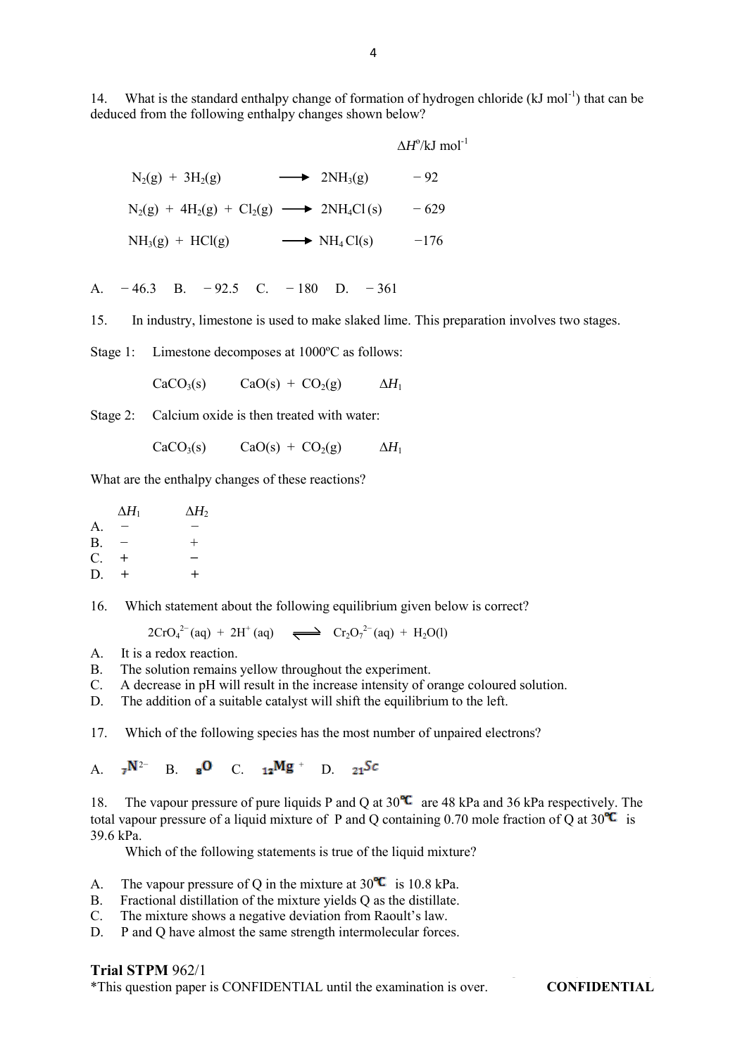14. What is the standard enthalpy change of formation of hydrogen chloride (kJ mol$^{-1}$) that can be deduced from the following enthalpy changes shown below?

| | $\Delta H^o$/kJ mol$^{-1}$ |
|---|---|
| $N_2(g) + 3H_2(g) \longrightarrow 2NH_3(g)$ | − 92 |
| $N_2(g) + 4H_2(g) + Cl_2(g) \longrightarrow 2NH_4Cl(s)$ | − 629 |
| $NH_3(g) + HCl(g) \longrightarrow NH_4Cl(s)$ | −176 |

A. − 46.3 B. − 92.5 C. − 180 D. − 361

15. In industry, limestone is used to make slaked lime. This preparation involves two stages.

Stage 1: Limestone decomposes at 1000ºC as follows:

$CaCO_3(s) \quad CaO(s) + CO_2(g) \quad \Delta H_1$

Stage 2: Calcium oxide is then treated with water:

$CaCO_3(s) \quad CaO(s) + CO_2(g) \quad \Delta H_1$

What are the enthalpy changes of these reactions?

| | $\Delta H_1$ | $\Delta H_2$ |
|---|---|---|
| A. | − | − |
| B. | − | + |
| C. | + | − |
| D. | + | + |

16. Which statement about the following equilibrium given below is correct?

$$2CrO_4^{2-}(aq) + 2H^+(aq) \rightleftharpoons Cr_2O_7^{2-}(aq) + H_2O(l)$$

A. It is a redox reaction.
B. The solution remains yellow throughout the experiment.
C. A decrease in pH will result in the increase intensity of orange coloured solution.
D. The addition of a suitable catalyst will shift the equilibrium to the left.

17. Which of the following species has the most number of unpaired electrons?

A. ${}_7N^{2-}$ B. ${}_8O$ C. ${}_{12}Mg^+$ D. ${}_{21}Sc$

18. The vapour pressure of pure liquids P and Q at 30℃ are 48 kPa and 36 kPa respectively. The total vapour pressure of a liquid mixture of P and Q containing 0.70 mole fraction of Q at 30℃ is 39.6 kPa.

Which of the following statements is true of the liquid mixture?

A. The vapour pressure of Q in the mixture at 30℃ is 10.8 kPa.
B. Fractional distillation of the mixture yields Q as the distillate.
C. The mixture shows a negative deviation from Raoult's law.
D. P and Q have almost the same strength intermolecular forces.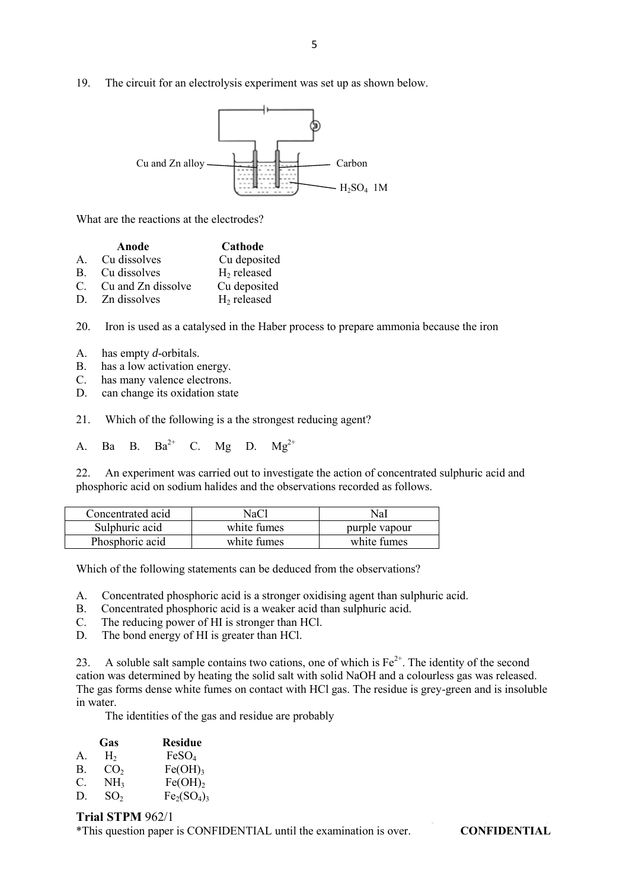19. The circuit for an electrolysis experiment was set up as shown below.

Cu and Zn alloy — Carbon — $H_2SO_4$ 1M

What are the reactions at the electrodes?

| | Anode | Cathode |
|---|---|---|
| A. | Cu dissolves | Cu deposited |
| B. | Cu dissolves | $H_2$ released |
| C. | Cu and Zn dissolve | Cu deposited |
| D. | Zn dissolves | $H_2$ released |

20. Iron is used as a catalysed in the Haber process to prepare ammonia because the iron

A. has empty *d*-orbitals.
B. has a low activation energy.
C. has many valence electrons.
D. can change its oxidation state

21. Which of the following is a the strongest reducing agent?

A. Ba B. $Ba^{2+}$ C. Mg D. $Mg^{2+}$

22. An experiment was carried out to investigate the action of concentrated sulphuric acid and phosphoric acid on sodium halides and the observations recorded as follows.

| Concentrated acid | NaCl | NaI |
|---|---|---|
| Sulphuric acid | white fumes | purple vapour |
| Phosphoric acid | white fumes | white fumes |

Which of the following statements can be deduced from the observations?

A. Concentrated phosphoric acid is a stronger oxidising agent than sulphuric acid.
B. Concentrated phosphoric acid is a weaker acid than sulphuric acid.
C. The reducing power of HI is stronger than HCl.
D. The bond energy of HI is greater than HCl.

23. A soluble salt sample contains two cations, one of which is $Fe^{2+}$. The identity of the second cation was determined by heating the solid salt with solid NaOH and a colourless gas was released. The gas forms dense white fumes on contact with HCl gas. The residue is grey-green and is insoluble in water.

The identities of the gas and residue are probably

| | Gas | Residue |
|---|---|---|
| A. | $H_2$ | $FeSO_4$ |
| B. | $CO_2$ | $Fe(OH)_3$ |
| C. | $NH_3$ | $Fe(OH)_2$ |
| D. | $SO_2$ | $Fe_2(SO_4)_3$ |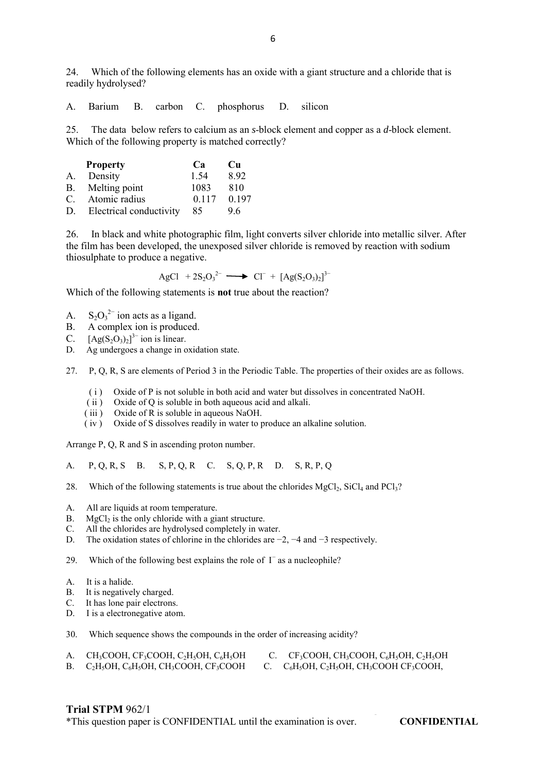24. Which of the following elements has an oxide with a giant structure and a chloride that is readily hydrolysed?

A. Barium B. carbon C. phosphorus D. silicon

25. The data below refers to calcium as an *s*-block element and copper as a *d*-block element. Which of the following property is matched correctly?

| | Property | Ca | Cu |
|---|---|---|---|
| A. | Density | 1.54 | 8.92 |
| B. | Melting point | 1083 | 810 |
| C. | Atomic radius | 0.117 | 0.197 |
| D. | Electrical conductivity | 85 | 9.6 |

26. In black and white photographic film, light converts silver chloride into metallic silver. After the film has been developed, the unexposed silver chloride is removed by reaction with sodium thiosulphate to produce a negative.

$$AgCl + 2S_2O_3^{2-} \longrightarrow Cl^- + [Ag(S_2O_3)_2]^{3-}$$

Which of the following statements is **not** true about the reaction?

A. $S_2O_3^{2-}$ ion acts as a ligand.
B. A complex ion is produced.
C. $[Ag(S_2O_3)_2]^{3-}$ ion is linear.
D. Ag undergoes a change in oxidation state.

27. P, Q, R, S are elements of Period 3 in the Periodic Table. The properties of their oxides are as follows.

( i ) Oxide of P is not soluble in both acid and water but dissolves in concentrated NaOH.
( ii ) Oxide of Q is soluble in both aqueous acid and alkali.
( iii ) Oxide of R is soluble in aqueous NaOH.
( iv ) Oxide of S dissolves readily in water to produce an alkaline solution.

Arrange P, Q, R and S in ascending proton number.

A. P, Q, R, S B. S, P, Q, R C. S, Q, P, R D. S, R, P, Q

28. Which of the following statements is true about the chlorides $MgCl_2$, $SiCl_4$ and $PCl_3$?

A. All are liquids at room temperature.
B. $MgCl_2$ is the only chloride with a giant structure.
C. All the chlorides are hydrolysed completely in water.
D. The oxidation states of chlorine in the chlorides are −2, −4 and −3 respectively.

29. Which of the following best explains the role of $I^-$ as a nucleophile?

A. It is a halide.
B. It is negatively charged.
C. It has lone pair electrons.
D. I is a electronegative atom.

30. Which sequence shows the compounds in the order of increasing acidity?

A. $CH_3COOH$, $CF_3COOH$, $C_2H_5OH$, $C_6H_5OH$
B. $C_2H_5OH$, $C_6H_5OH$, $CH_3COOH$, $CF_3COOH$
C. $CF_3COOH$, $CH_3COOH$, $C_6H_5OH$, $C_2H_5OH$
C. $C_6H_5OH$, $C_2H_5OH$, $CH_3COOH$ $CF_3COOH$,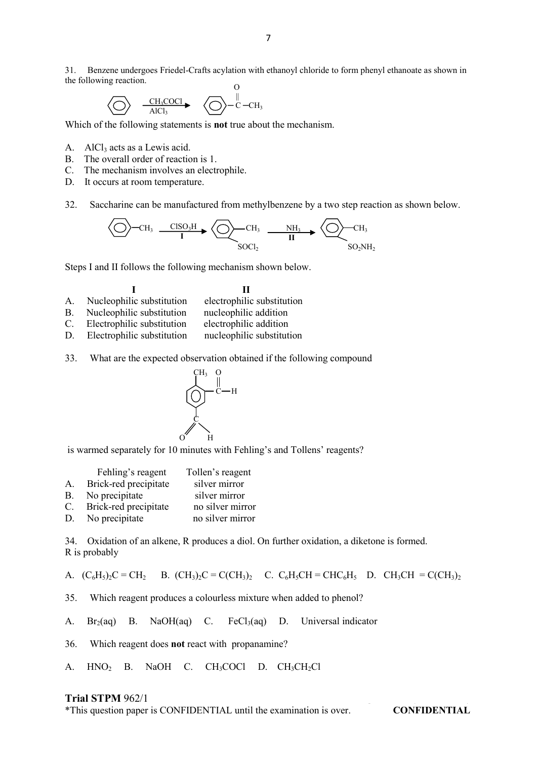31. Benzene undergoes Friedel-Crafts acylation with ethanoyl chloride to form phenyl ethanoate as shown in the following reaction.

$$C_6H_6 \xrightarrow[AlCl_3]{CH_3COCl} C_6H_5-\overset{O}{\overset{\|}{C}}-CH_3$$

Which of the following statements is **not** true about the mechanism.

A. $AlCl_3$ acts as a Lewis acid.
B. The overall order of reaction is 1.
C. The mechanism involves an electrophile.
D. It occurs at room temperature.

32. Saccharine can be manufactured from methylbenzene by a two step reaction as shown below.

$$C_6H_5-CH_3 \xrightarrow[\textbf{I}]{ClSO_3H} C_6H_4(CH_3)(SOCl_2) \xrightarrow[\textbf{II}]{NH_3} C_6H_4(CH_3)(SO_2NH_2)$$

Steps I and II follows the following mechanism shown below.

| | I | II |
|---|---|---|
| A. | Nucleophilic substitution | electrophilic substitution |
| B. | Nucleophilic substitution | nucleophilic addition |
| C. | Electrophilic substitution | electrophilic addition |
| D. | Electrophilic substitution | nucleophilic substitution |

33. What are the expected observation obtained if the following compound

(benzene ring bearing $CH_3$, $-\overset{O}{\overset{\|}{C}}-H$ and a second $-CHO$ group)

is warmed separately for 10 minutes with Fehling's and Tollens' reagents?

| | Fehling's reagent | Tollen's reagent |
|---|---|---|
| A. | Brick-red precipitate | silver mirror |
| B. | No precipitate | silver mirror |
| C. | Brick-red precipitate | no silver mirror |
| D. | No precipitate | no silver mirror |

34. Oxidation of an alkene, R produces a diol. On further oxidation, a diketone is formed.
R is probably

A. $(C_6H_5)_2C = CH_2$ B. $(CH_3)_2C = C(CH_3)_2$ C. $C_6H_5CH = CHC_6H_5$ D. $CH_3CH = C(CH_3)_2$

35. Which reagent produces a colourless mixture when added to phenol?

A. $Br_2(aq)$ B. $NaOH(aq)$ C. $FeCl_3(aq)$ D. Universal indicator

36. Which reagent does **not** react with propanamine?

A. $HNO_2$ B. $NaOH$ C. $CH_3COCl$ D. $CH_3CH_2Cl$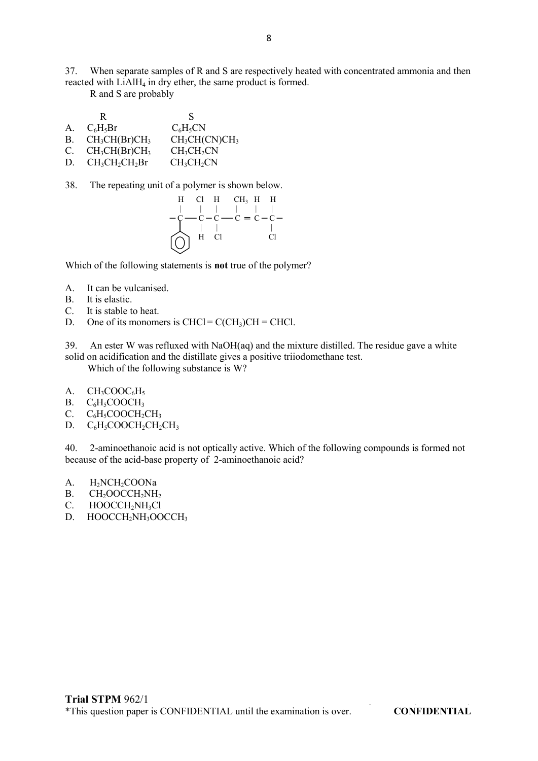37. When separate samples of R and S are respectively heated with concentrated ammonia and then reacted with $LiAlH_4$ in dry ether, the same product is formed.

R and S are probably

| | R | S |
|---|---|---|
| A. | $C_6H_5Br$ | $C_6H_5CN$ |
| B. | $CH_3CH(Br)CH_3$ | $CH_3CH(CN)CH_3$ |
| C. | $CH_3CH(Br)CH_3$ | $CH_3CH_2CN$ |
| D. | $CH_3CH_2CH_2Br$ | $CH_3CH_2CN$ |

38. The repeating unit of a polymer is shown below.

```
     H    Cl   H     CH3  H    H
     |    |    |     |    |    |
   — C —— C  — C ——  C  = C  — C —
     |    |    |               |
    C6H5  H    Cl              Cl
```

Which of the following statements is **not** true of the polymer?

A. It can be vulcanised.
B. It is elastic.
C. It is stable to heat.
D. One of its monomers is $CHCl = C(CH_3)CH = CHCl$.

39. An ester W was refluxed with NaOH(aq) and the mixture distilled. The residue gave a white solid on acidification and the distillate gives a positive triiodomethane test.

Which of the following substance is W?

A. $CH_3COOC_6H_5$
B. $C_6H_5COOCH_3$
C. $C_6H_5COOCH_2CH_3$
D. $C_6H_5COOCH_2CH_2CH_3$

40. 2-aminoethanoic acid is not optically active. Which of the following compounds is formed not because of the acid-base property of 2-aminoethanoic acid?

A. $H_2NCH_2COONa$
B. $CH_3OOCCH_2NH_2$
C. $HOOCCH_2NH_3Cl$
D. $HOOCCH_2NH_3OOCCH_3$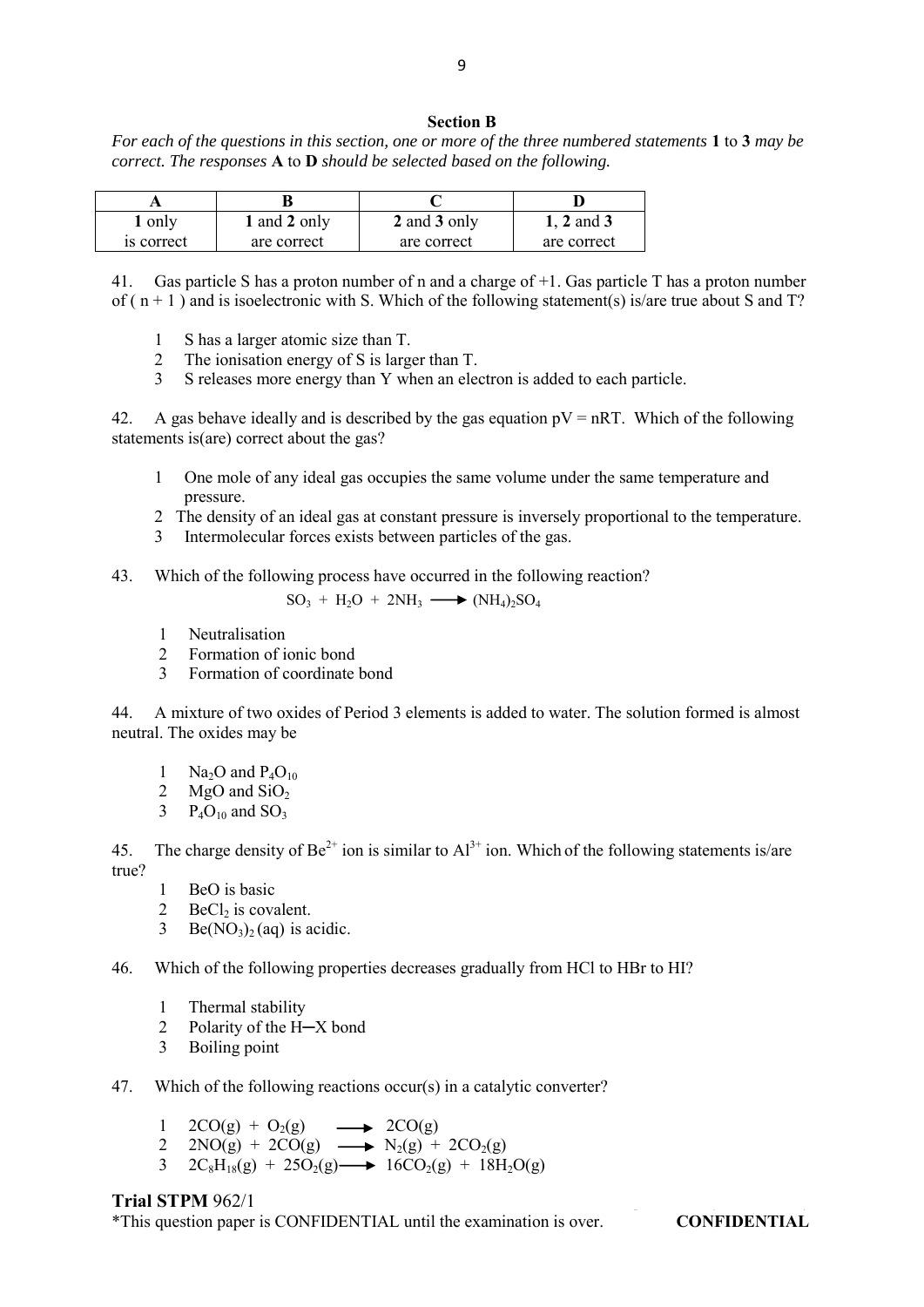## Section B

*For each of the questions in this section, one or more of the three numbered statements* **1** to **3** *may be correct. The responses* **A** to **D** *should be selected based on the following.*

| A | B | C | D |
|---|---|---|---|
| **1** only is correct | **1** and **2** only are correct | **2** and **3** only are correct | **1**, **2** and **3** are correct |

41. Gas particle S has a proton number of n and a charge of +1. Gas particle T has a proton number of ( n + 1 ) and is isoelectronic with S. Which of the following statement(s) is/are true about S and T?

1 S has a larger atomic size than T.
2 The ionisation energy of S is larger than T.
3 S releases more energy than Y when an electron is added to each particle.

42. A gas behave ideally and is described by the gas equation pV = nRT. Which of the following statements is(are) correct about the gas?

1 One mole of any ideal gas occupies the same volume under the same temperature and pressure.
2 The density of an ideal gas at constant pressure is inversely proportional to the temperature.
3 Intermolecular forces exists between particles of the gas.

43. Which of the following process have occurred in the following reaction?

$$SO_3 + H_2O + 2NH_3 \longrightarrow (NH_4)_2SO_4$$

1 Neutralisation
2 Formation of ionic bond
3 Formation of coordinate bond

44. A mixture of two oxides of Period 3 elements is added to water. The solution formed is almost neutral. The oxides may be

1 $Na_2O$ and $P_4O_{10}$
2 $MgO$ and $SiO_2$
3 $P_4O_{10}$ and $SO_3$

45. The charge density of $Be^{2+}$ ion is similar to $Al^{3+}$ ion. Which of the following statements is/are true?

1 BeO is basic
2 $BeCl_2$ is covalent.
3 $Be(NO_3)_2$ (aq) is acidic.

46. Which of the following properties decreases gradually from HCl to HBr to HI?

1 Thermal stability
2 Polarity of the H─X bond
3 Boiling point

47. Which of the following reactions occur(s) in a catalytic converter?

1 $2CO(g) + O_2(g) \longrightarrow 2CO(g)$
2 $2NO(g) + 2CO(g) \longrightarrow N_2(g) + 2CO_2(g)$
3 $2C_8H_{18}(g) + 25O_2(g) \longrightarrow 16CO_2(g) + 18H_2O(g)$

**Trial STPM** 962/1
*This question paper is CONFIDENTIAL until the examination is over. **CONFIDENTIAL**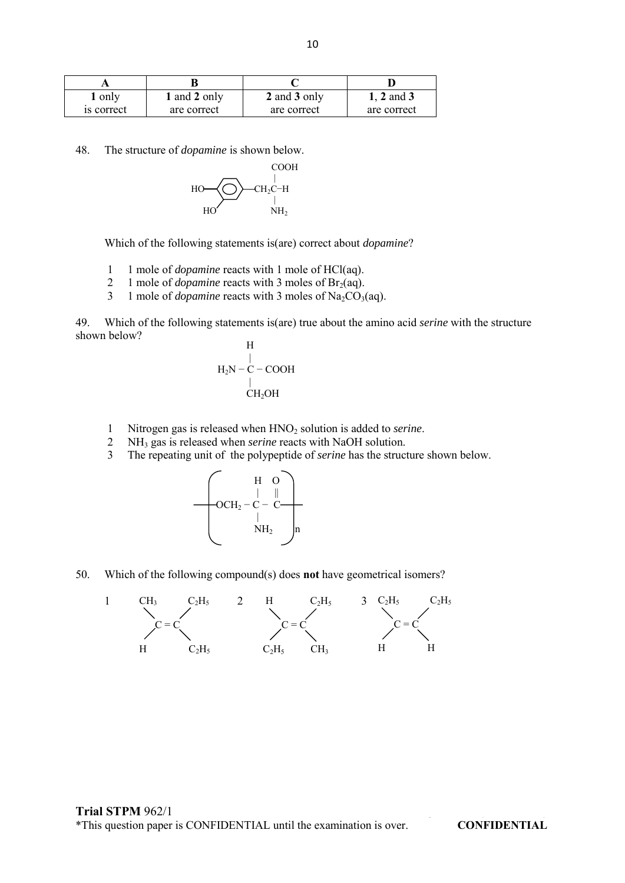| A | B | C | D |
|---|---|---|---|
| **1** only is correct | **1** and **2** only are correct | **2** and **3** only are correct | **1**, **2** and **3** are correct |

48. The structure of *dopamine* is shown below.

```
                        COOH
                         |
   HO—⟨ring⟩—CH2C–H
                         |
   HO                   NH2
```

Which of the following statements is(are) correct about *dopamine*?

1. 1 mole of *dopamine* reacts with 1 mole of $HCl$(aq).
2. 1 mole of *dopamine* reacts with 3 moles of $Br_2$(aq).
3. 1 mole of *dopamine* reacts with 3 moles of $Na_2CO_3$(aq).

49. Which of the following statements is(are) true about the amino acid *serine* with the structure shown below?

```
         H
         |
   H2N − C − COOH
         |
        CH2OH
```

1. Nitrogen gas is released when $HNO_2$ solution is added to *serine*.
2. $NH_3$ gas is released when *serine* reacts with NaOH solution.
3. The repeating unit of the polypeptide of *serine* has the structure shown below.

```
  (          H   O   )
  (          |   ||  )
 —( OCH2 − C − C —   )—
  (          |       )
  (         NH2      )n
```

50. Which of the following compound(s) does **not** have geometrical isomers?

```
1   CH3       C2H5     2   H        C2H5     3   C2H5      C2H5
       \     /                \     /               \     /
        C = C                  C = C                 C = C
       /     \                /     \               /     \
     H        C2H5        C2H5       CH3           H        H
```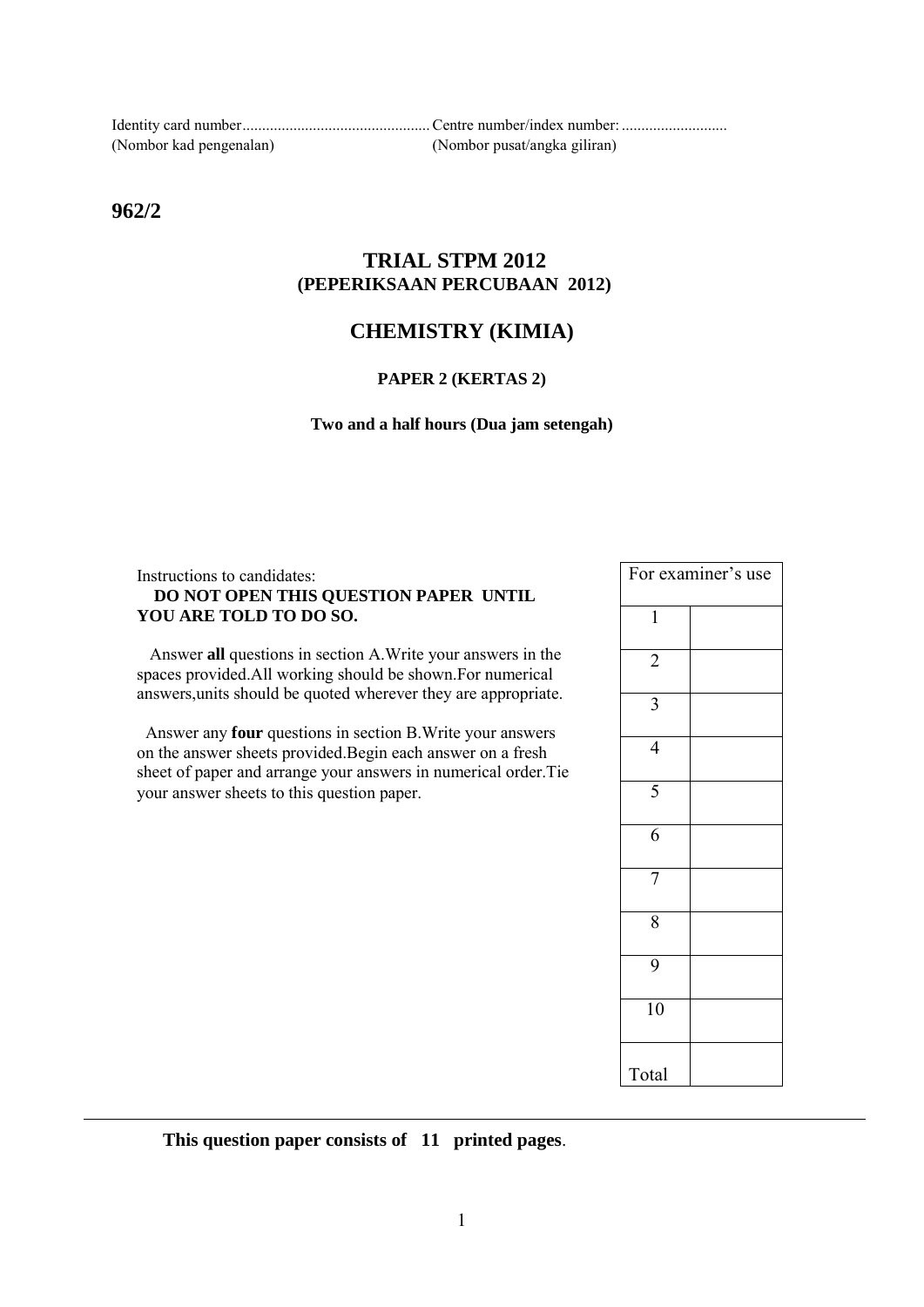Identity card number................................................ Centre number/index number: ...........................
(Nombor kad pengenalan) (Nombor pusat/angka giliran)

**962/2**

## TRIAL STPM 2012
### (PEPERIKSAAN PERCUBAAN 2012)

## CHEMISTRY (KIMIA)

### PAPER 2 (KERTAS 2)

**Two and a half hours (Dua jam setengah)**

Instructions to candidates:

**DO NOT OPEN THIS QUESTION PAPER UNTIL YOU ARE TOLD TO DO SO.**

Answer **all** questions in section A.Write your answers in the spaces provided.All working should be shown.For numerical answers,units should be quoted wherever they are appropriate.

Answer any **four** questions in section B.Write your answers on the answer sheets provided.Begin each answer on a fresh sheet of paper and arrange your answers in numerical order.Tie your answer sheets to this question paper.

| For examiner's use | |
|---|---|
| 1 | |
| 2 | |
| 3 | |
| 4 | |
| 5 | |
| 6 | |
| 7 | |
| 8 | |
| 9 | |
| 10 | |
| Total | |

**This question paper consists of 11 printed pages**.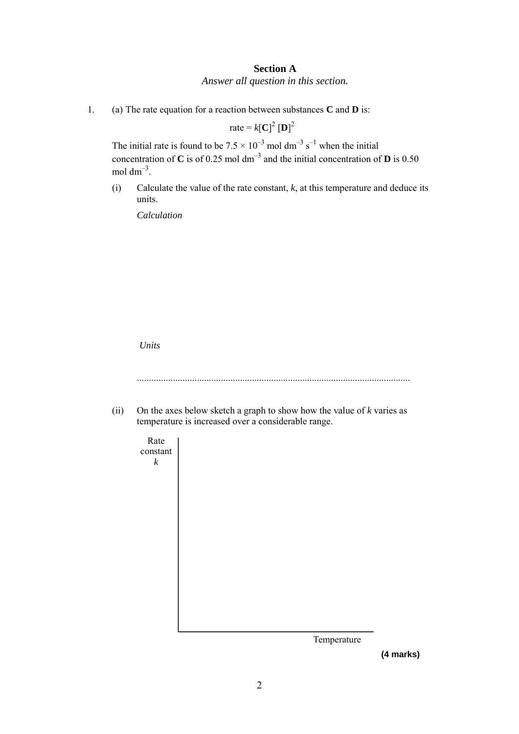## Section A

*Answer all question in this section.*

1. (a) The rate equation for a reaction between substances **C** and **D** is:

$$\text{rate} = k[\mathbf{C}]^2 [\mathbf{D}]^2$$

The initial rate is found to be $7.5 \times 10^{-3}$ mol dm$^{-3}$ s$^{-1}$ when the initial concentration of **C** is of 0.25 mol dm$^{-3}$ and the initial concentration of **D** is 0.50 mol dm$^{-3}$.

(i) Calculate the value of the rate constant, $k$, at this temperature and deduce its units.

*Calculation*

*Units*

.................................................................................................................

(ii) On the axes below sketch a graph to show how the value of $k$ varies as temperature is increased over a considerable range.

Rate constant $k$

Temperature

**(4 marks)**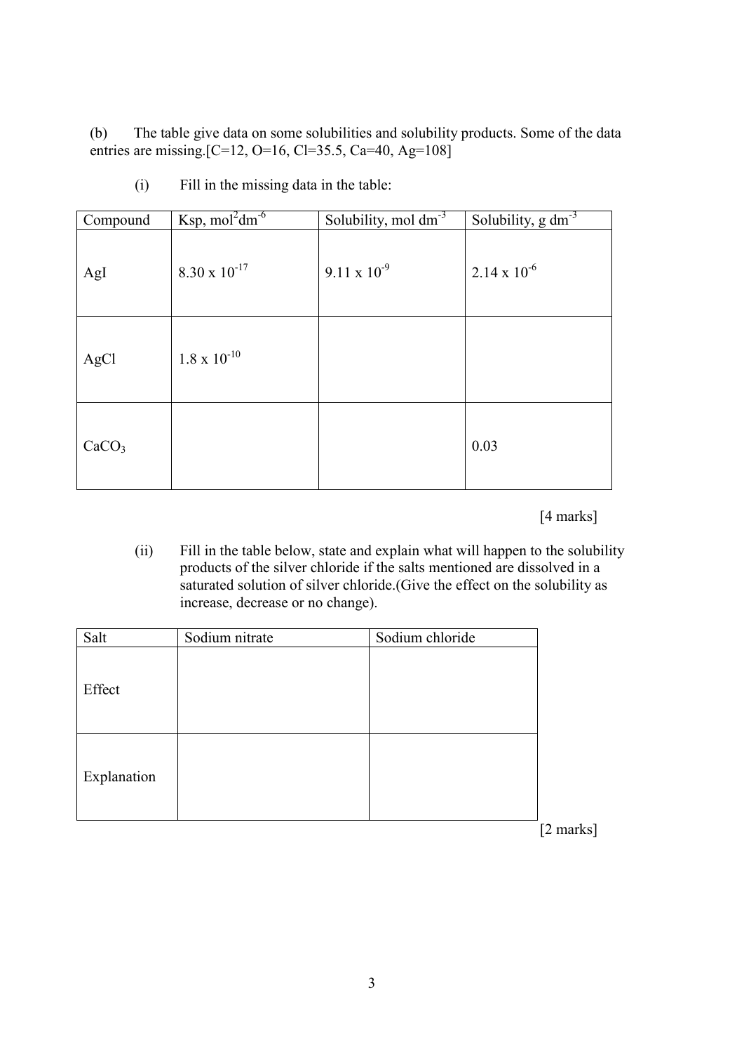(b) The table give data on some solubilities and solubility products. Some of the data entries are missing.[C=12, O=16, Cl=35.5, Ca=40, Ag=108]

(i) Fill in the missing data in the table:

| Compound | Ksp, $mol^2dm^{-6}$ | Solubility, mol $dm^{-3}$ | Solubility, g $dm^{-3}$ |
|---|---|---|---|
| AgI | $8.30 \times 10^{-17}$ | $9.11 \times 10^{-9}$ | $2.14 \times 10^{-6}$ |
| AgCl | $1.8 \times 10^{-10}$ | | |
| $CaCO_3$ | | | 0.03 |

[4 marks]

(ii) Fill in the table below, state and explain what will happen to the solubility products of the silver chloride if the salts mentioned are dissolved in a saturated solution of silver chloride.(Give the effect on the solubility as increase, decrease or no change).

| Salt | Sodium nitrate | Sodium chloride |
|---|---|---|
| Effect | | |
| Explanation | | |

[2 marks]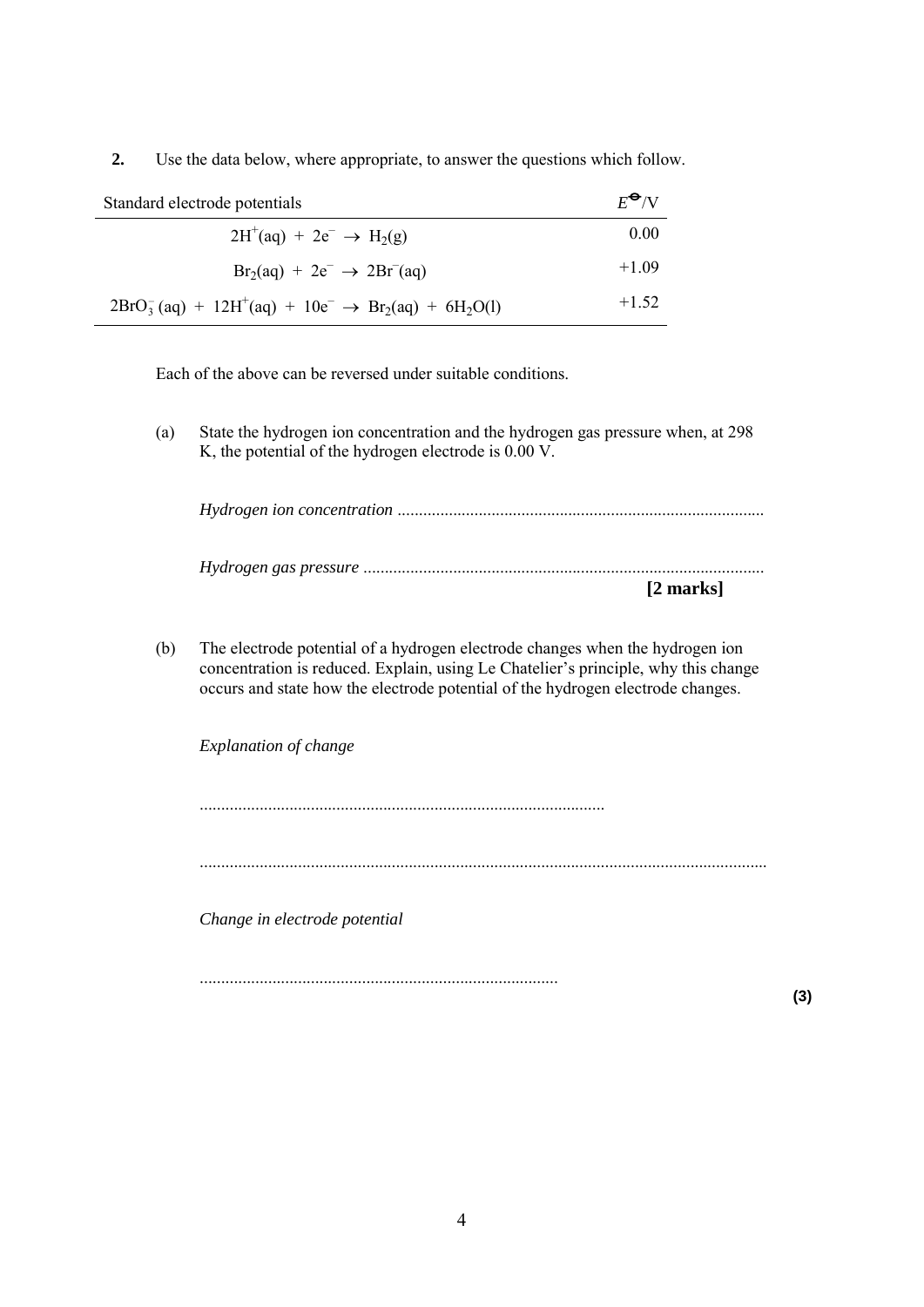**2.** Use the data below, where appropriate, to answer the questions which follow.

| Standard electrode potentials | $E^{\ominus}$/V |
|---|---|
| $2H^+(aq) + 2e^- \rightarrow H_2(g)$ | 0.00 |
| $Br_2(aq) + 2e^- \rightarrow 2Br^-(aq)$ | +1.09 |
| $2BrO_3^-(aq) + 12H^+(aq) + 10e^- \rightarrow Br_2(aq) + 6H_2O(l)$ | +1.52 |

Each of the above can be reversed under suitable conditions.

(a) State the hydrogen ion concentration and the hydrogen gas pressure when, at 298 K, the potential of the hydrogen electrode is 0.00 V.

*Hydrogen ion concentration* ....................................................................................

*Hydrogen gas pressure* ............................................................................................

**[2 marks]**

(b) The electrode potential of a hydrogen electrode changes when the hydrogen ion concentration is reduced. Explain, using Le Chatelier's principle, why this change occurs and state how the electrode potential of the hydrogen electrode changes.

*Explanation of change*

.............................................................................................

...................................................................................................................................

*Change in electrode potential*

...................................................................................

**(3)**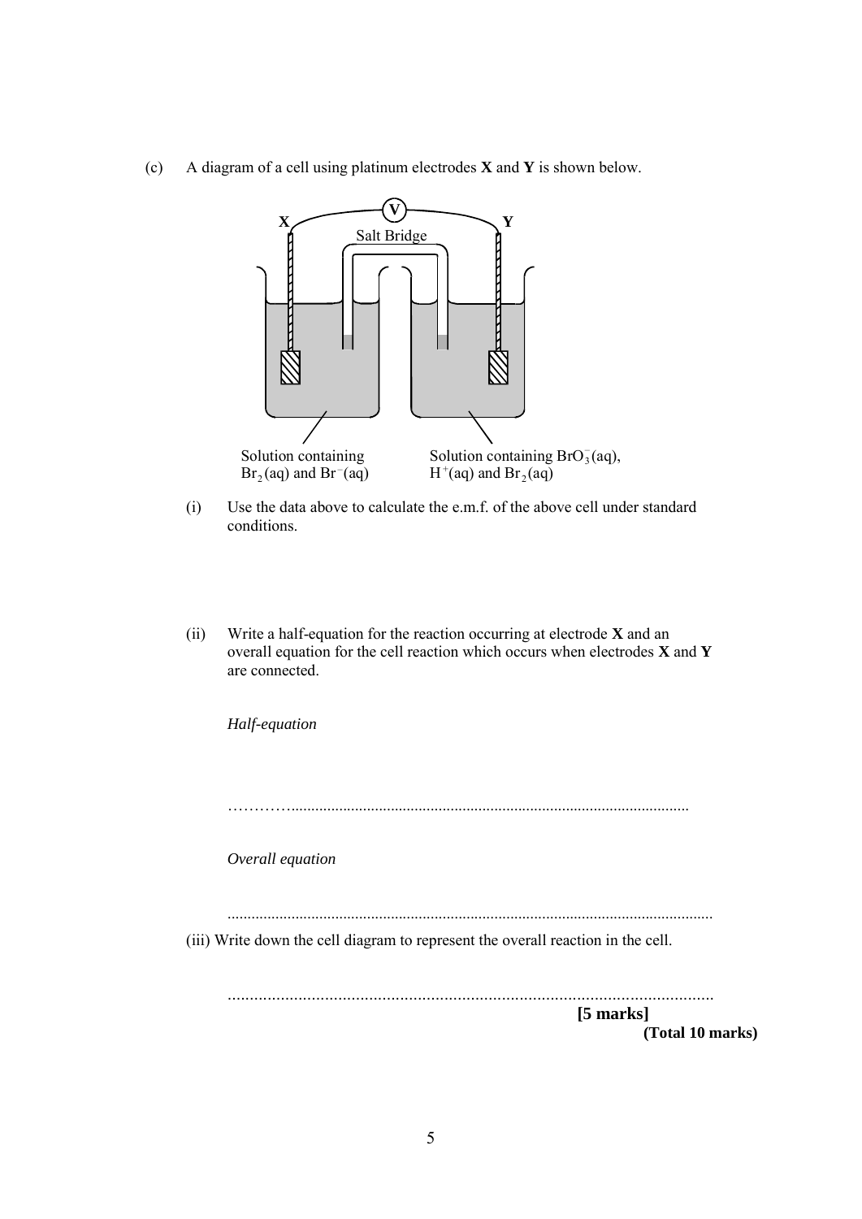(c) A diagram of a cell using platinum electrodes **X** and **Y** is shown below.

X — V — Y

Salt Bridge

Solution containing $Br_2(aq)$ and $Br^-(aq)$

Solution containing $BrO_3^-(aq)$, $H^+(aq)$ and $Br_2(aq)$

(i) Use the data above to calculate the e.m.f. of the above cell under standard conditions.

(ii) Write a half-equation for the reaction occurring at electrode **X** and an overall equation for the cell reaction which occurs when electrodes **X** and **Y** are connected.

*Half-equation*

………….................................................................................................

*Overall equation*

........................................................................................................................

(iii) Write down the cell diagram to represent the overall reaction in the cell.

..............................................................................................................

**[5 marks]**

**(Total 10 marks)**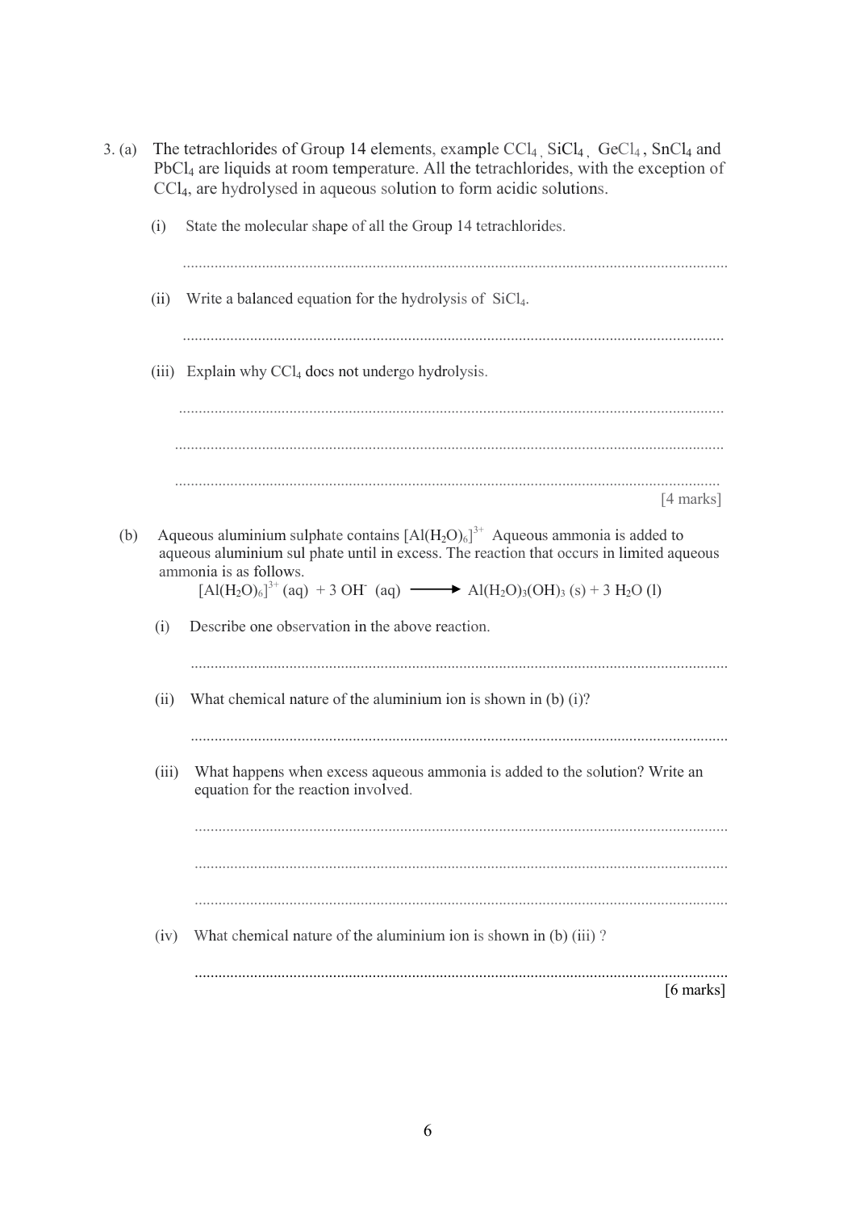3. (a) The tetrachlorides of Group 14 elements, example $CCl_4$, $SiCl_4$, $GeCl_4$, $SnCl_4$ and $PbCl_4$ are liquids at room temperature. All the tetrachlorides, with the exception of $CCl_4$, are hydrolysed in aqueous solution to form acidic solutions.

(i) State the molecular shape of all the Group 14 tetrachlorides.

.......................................................................................................................................

(ii) Write a balanced equation for the hydrolysis of $SiCl_4$.

.......................................................................................................................................

(iii) Explain why $CCl_4$ docs not undergo hydrolysis.

.......................................................................................................................................

.......................................................................................................................................

.......................................................................................................................................

[4 marks]

(b) Aqueous aluminium sulphate contains $[Al(H_2O)_6]^{3+}$ Aqueous ammonia is added to aqueous aluminium sul phate until in excess. The reaction that occurs in limited aqueous ammonia is as follows.

$$[Al(H_2O)_6]^{3+}(aq) + 3\,OH^-(aq) \longrightarrow Al(H_2O)_3(OH)_3\,(s) + 3\,H_2O\,(l)$$

(i) Describe one observation in the above reaction.

.......................................................................................................................................

(ii) What chemical nature of the aluminium ion is shown in (b) (i)?

.......................................................................................................................................

(iii) What happens when excess aqueous ammonia is added to the solution? Write an equation for the reaction involved.

.......................................................................................................................................

.......................................................................................................................................

.......................................................................................................................................

(iv) What chemical nature of the aluminium ion is shown in (b) (iii) ?

.......................................................................................................................................

[6 marks]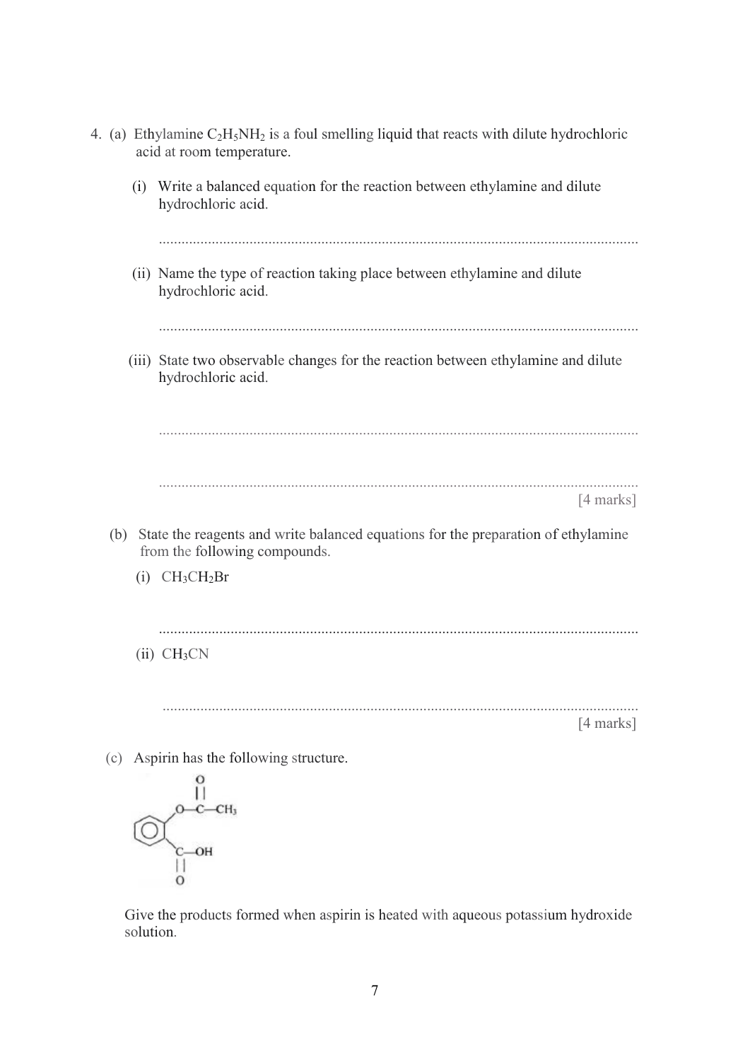4. (a) Ethylamine $C_2H_5NH_2$ is a foul smelling liquid that reacts with dilute hydrochloric acid at room temperature.

   (i) Write a balanced equation for the reaction between ethylamine and dilute hydrochloric acid.

   ..............................................................................................................................

   (ii) Name the type of reaction taking place between ethylamine and dilute hydrochloric acid.

   ..............................................................................................................................

   (iii) State two observable changes for the reaction between ethylamine and dilute hydrochloric acid.

   ..............................................................................................................................

   ..............................................................................................................................

   [4 marks]

(b) State the reagents and write balanced equations for the preparation of ethylamine from the following compounds.

   (i) $CH_3CH_2Br$

   ..............................................................................................................................

   (ii) $CH_3CN$

   ..............................................................................................................................

   [4 marks]

(c) Aspirin has the following structure.

   (Structure: benzene ring bearing $O-\overset{\overset{O}{||}}{C}-CH_3$ and, on the adjacent carbon, $\underset{\underset{O}{||}}{C}-OH$)

   Give the products formed when aspirin is heated with aqueous potassium hydroxide solution.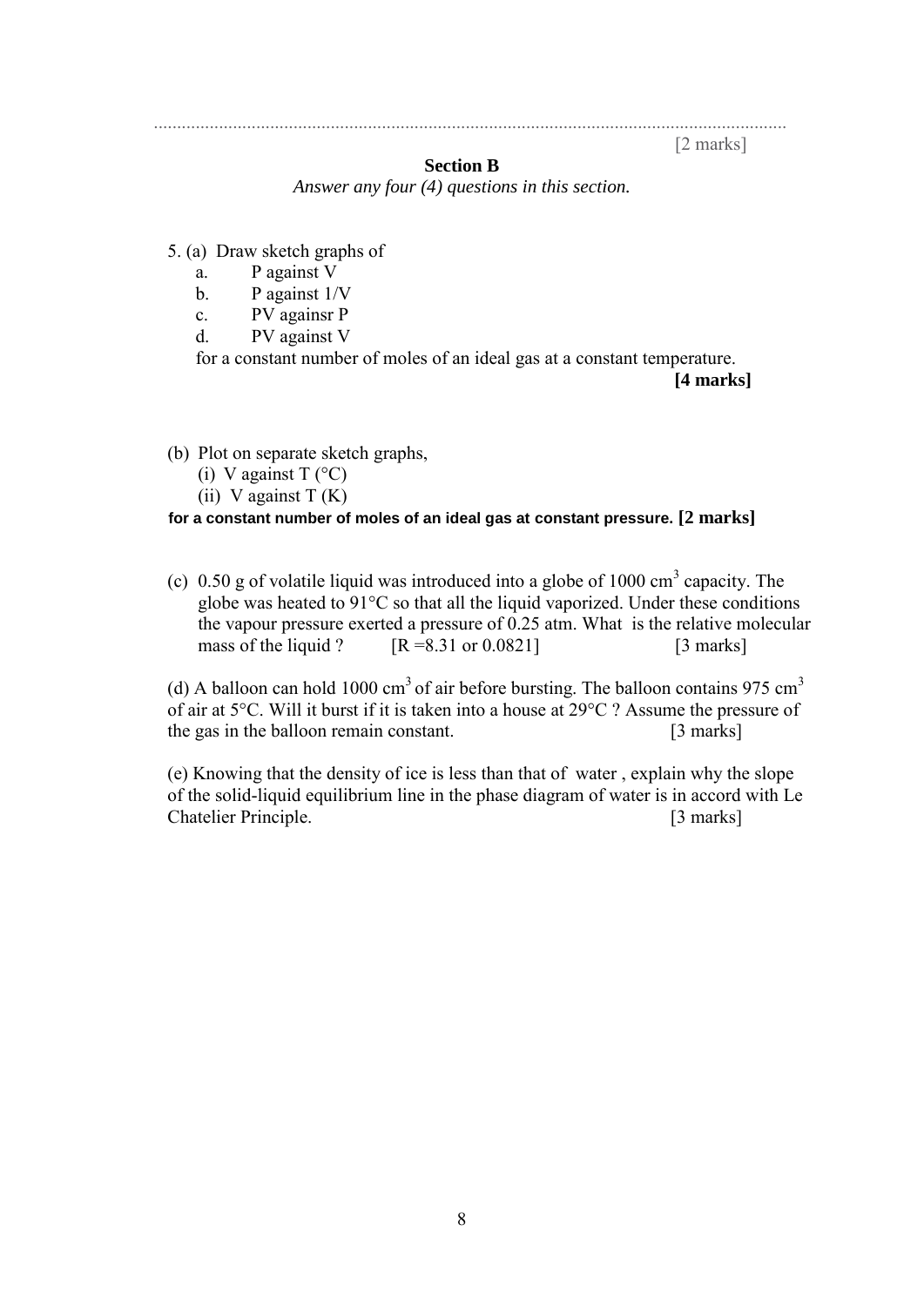.......................................................................................................................................

[2 marks]

## Section B

*Answer any four (4) questions in this section.*

5. (a) Draw sketch graphs of
    a. P against V
    b. P against 1/V
    c. PV againsr P
    d. PV against V

    for a constant number of moles of an ideal gas at a constant temperature.

    **[4 marks]**

(b) Plot on separate sketch graphs,
    (i) V against T (°C)
    (ii) V against T (K)

**for a constant number of moles of an ideal gas at constant pressure. [2 marks]**

(c) 0.50 g of volatile liquid was introduced into a globe of 1000 $cm^3$ capacity. The globe was heated to 91°C so that all the liquid vaporized. Under these conditions the vapour pressure exerted a pressure of 0.25 atm. What is the relative molecular mass of the liquid ? [R =8.31 or 0.0821] [3 marks]

(d) A balloon can hold 1000 $cm^3$ of air before bursting. The balloon contains 975 $cm^3$ of air at 5°C. Will it burst if it is taken into a house at 29°C ? Assume the pressure of the gas in the balloon remain constant. [3 marks]

(e) Knowing that the density of ice is less than that of water , explain why the slope of the solid-liquid equilibrium line in the phase diagram of water is in accord with Le Chatelier Principle. [3 marks]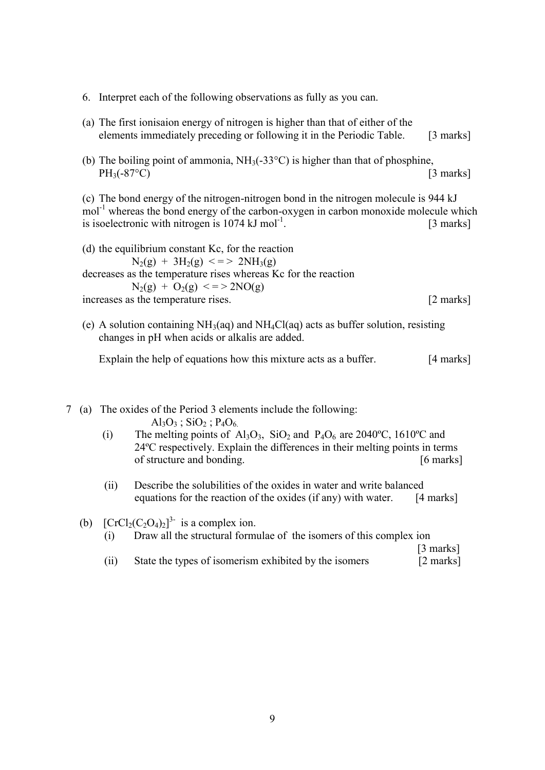6. Interpret each of the following observations as fully as you can.

(a) The first ionisaion energy of nitrogen is higher than that of either of the elements immediately preceding or following it in the Periodic Table. [3 marks]

(b) The boiling point of ammonia, $NH_3$(-33°C) is higher than that of phosphine, $PH_3$(-87°C) [3 marks]

(c) The bond energy of the nitrogen-nitrogen bond in the nitrogen molecule is 944 kJ $mol^{-1}$ whereas the bond energy of the carbon-oxygen in carbon monoxide molecule which is isoelectronic with nitrogen is 1074 kJ $mol^{-1}$. [3 marks]

(d) the equilibrium constant Kc, for the reaction

$$N_2(g) + 3H_2(g) <=> 2NH_3(g)$$

decreases as the temperature rises whereas Kc for the reaction

$$N_2(g) + O_2(g) <=> 2NO(g)$$

increases as the temperature rises. [2 marks]

(e) A solution containing $NH_3(aq)$ and $NH_4Cl(aq)$ acts as buffer solution, resisting changes in pH when acids or alkalis are added.

Explain the help of equations how this mixture acts as a buffer. [4 marks]

7 (a) The oxides of the Period 3 elements include the following:

$Al_3O_3$ ; $SiO_2$ ; $P_4O_6$.

(i) The melting points of $Al_3O_3$, $SiO_2$ and $P_4O_6$ are 2040ºC, 1610ºC and 24ºC respectively. Explain the differences in their melting points in terms of structure and bonding. [6 marks]

(ii) Describe the solubilities of the oxides in water and write balanced equations for the reaction of the oxides (if any) with water. [4 marks]

(b) $[CrCl_2(C_2O_4)_2]^{3-}$ is a complex ion.

(i) Draw all the structural formulae of the isomers of this complex ion [3 marks]

(ii) State the types of isomerism exhibited by the isomers [2 marks]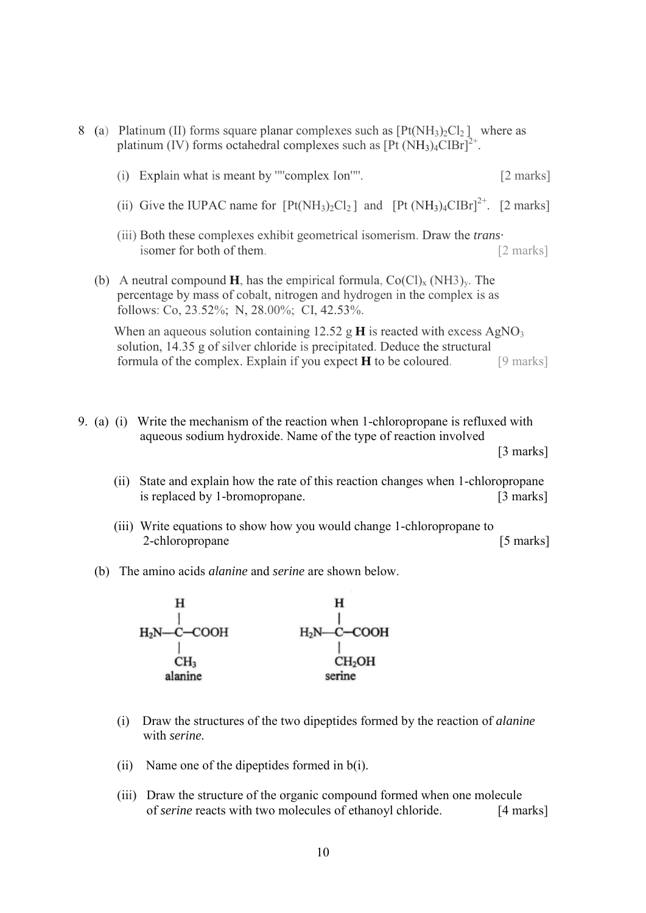8 (a) Platinum (II) forms square planar complexes such as $[Pt(NH_3)_2Cl_2]$ where as platinum (IV) forms octahedral complexes such as $[Pt(NH_3)_4ClBr]^{2+}$.

(i) Explain what is meant by ""complex Ion"". [2 marks]

(ii) Give the IUPAC name for $[Pt(NH_3)_2Cl_2]$ and $[Pt(NH_3)_4ClBr]^{2+}$. [2 marks]

(iii) Both these complexes exhibit geometrical isomerism. Draw the *trans-* isomer for both of them. [2 marks]

(b) A neutral compound **H**, has the empirical formula, $Co(Cl)_x(NH3)_y$. The percentage by mass of cobalt, nitrogen and hydrogen in the complex is as follows: Co, 23.52%; N, 28.00%; CI, 42.53%.

When an aqueous solution containing 12.52 g **H** is reacted with excess $AgNO_3$ solution, 14.35 g of silver chloride is precipitated. Deduce the structural formula of the complex. Explain if you expect **H** to be coloured. [9 marks]

9. (a) (i) Write the mechanism of the reaction when 1-chloropropane is refluxed with aqueous sodium hydroxide. Name of the type of reaction involved [3 marks]

(ii) State and explain how the rate of this reaction changes when 1-chloropropane is replaced by 1-bromopropane. [3 marks]

(iii) Write equations to show how you would change 1-chloropropane to 2-chloropropane [5 marks]

(b) The amino acids *alanine* and *serine* are shown below.

```
       H                      H
       |                      |
 H2N—C—COOH           H2N—C—COOH
       |                      |
      CH3                   CH2OH
    alanine                serine
```

(i) Draw the structures of the two dipeptides formed by the reaction of *alanine* with *serine*.

(ii) Name one of the dipeptides formed in b(i).

(iii) Draw the structure of the organic compound formed when one molecule of *serine* reacts with two molecules of ethanoyl chloride. [4 marks]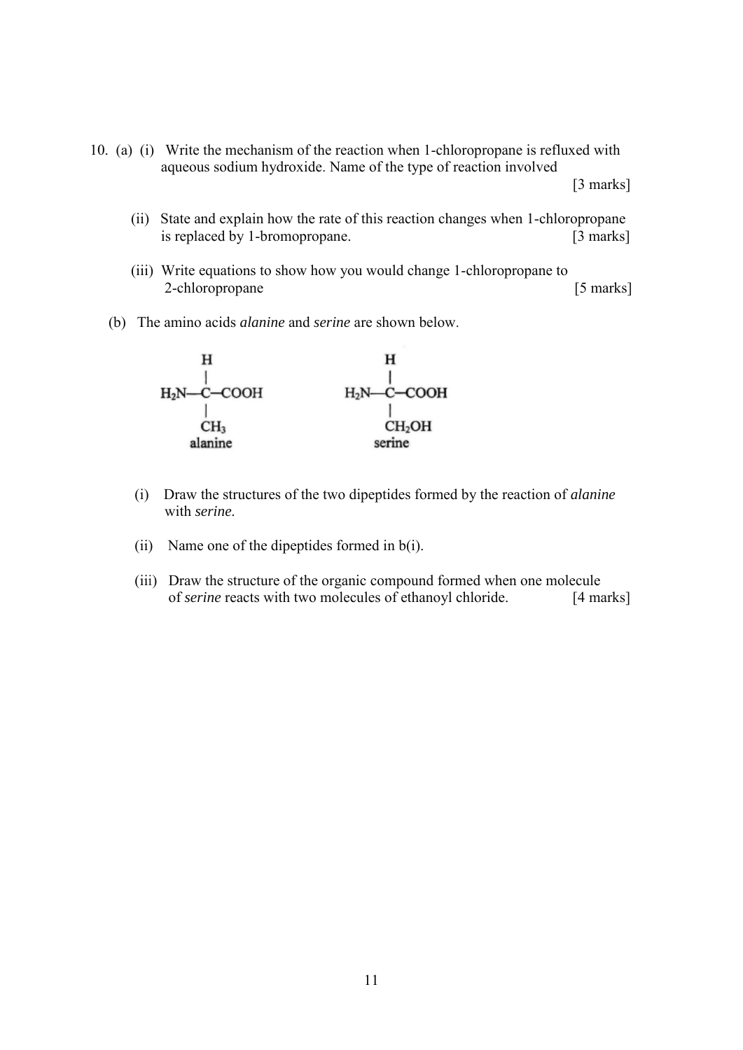10. (a) (i) Write the mechanism of the reaction when 1-chloropropane is refluxed with aqueous sodium hydroxide. Name of the type of reaction involved

[3 marks]

(ii) State and explain how the rate of this reaction changes when 1-chloropropane is replaced by 1-bromopropane. [3 marks]

(iii) Write equations to show how you would change 1-chloropropane to 2-chloropropane [5 marks]

(b) The amino acids *alanine* and *serine* are shown below.

$$\begin{array}{c} H \\ | \\ H_2N{-}C{-}COOH \\ | \\ CH_3 \end{array} \qquad\qquad \begin{array}{c} H \\ | \\ H_2N{-}C{-}COOH \\ | \\ CH_2OH \end{array}$$

alanine  serine

(i) Draw the structures of the two dipeptides formed by the reaction of *alanine* with *serine.*

(ii) Name one of the dipeptides formed in b(i).

(iii) Draw the structure of the organic compound formed when one molecule of *serine* reacts with two molecules of ethanoyl chloride. [4 marks]